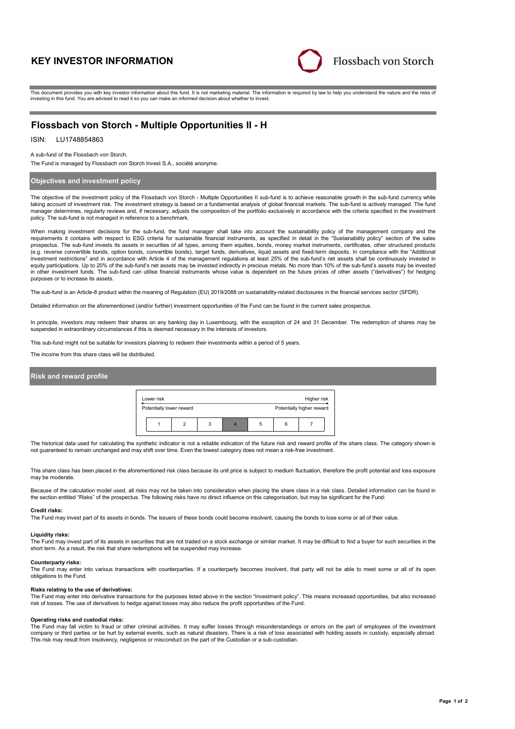# KEY INVESTOR INFORMATION

Flossbach von Storch

This document provides you with key investor information about this fund. It is not marketing material. The information is required by law to help you understand the nature and the risks of investing in this fund. You are advised to read it so you can make an informed decision about whether to invest.

## Flossbach von Storch - Multiple Opportunities II - H

ISIN: LU1748854863

A sub-fund of the Flossbach von Storch.

The Fund is managed by Flossbach von Storch Invest S.A., société anonyme.

### Objectives and investment policy

The objective of the investment policy of the Flossbach von Storch - Multiple Opportunities II sub-fund is to achieve reasonable growth in the sub-fund currency while taking account of investment risk. The investment strategy is based on a fundamental analysis of global financial markets. The sub-fund is actively managed. The fund manager determines, regularly reviews and, if necessary, adjusts the composition of the portfolio exclusively in accordance with the criteria specified in the investment policy. The sub-fund is not managed in reference to a benchmark.

When making investment decisions for the sub-fund, the fund manager shall take into account the sustainability policy of the management company and the requirements it contains with respect to ESG criteria for sustainable financial instruments, as specified in detail in the "Sustainability policy" section of the sales prospectus. The sub-fund invests its assets in securities of all types, among them equities, bonds, money market instruments, certificates, other structured products (e.g. reverse convertible bonds, option bonds, convertible bonds), target funds, derivatives, liquid assets and fixed-term deposits. In compliance with the "Additional investment restrictions" and in accordance with Article 4 of the management regulations at least 25% of the sub-fund's net assets shall be continuously invested in equity participations. Up to 20% of the sub-fund's net assets may be invested indirectly in precious metals. No more than 10% of the sub-fund's assets may be invested in other investment funds. The sub-fund can utilise financial instruments whose value is dependent on the future prices of other assets ("derivatives") for hedging purposes or to increase its assets.

The sub-fund is an Article-8 product within the meaning of Regulation (EU) 2019/2088 on sustainability-related disclosures in the financial services sector (SFDR).

Detailed information on the aforementioned (and/or further) investment opportunities of the Fund can be found in the current sales prospectus.

In principle, investors may redeem their shares on any banking day in Luxembourg, with the exception of 24 and 31 December. The redemption of shares may be suspended in extraordinary circumstances if this is deemed necessary in the interests of investors.

This sub-fund might not be suitable for investors planning to redeem their investments within a period of 5 years.

The income from this share class will be distributed.

### Risk and reward profile

| Lower risk | | | | | | Higher risk |
|---|---|---|---|---|---|---|
| Potentially lower reward | | | | | | Potentially higher reward |
| 1 | 2 | 3 | **4** | 5 | 6 | 7 |

The historical data used for calculating the synthetic indicator is not a reliable indication of the future risk and reward profile of the share class. The category shown is not guaranteed to remain unchanged and may shift over time. Even the lowest category does not mean a risk-free investment.

This share class has been placed in the aforementioned risk class because its unit price is subject to medium fluctuation, therefore the profit potential and loss exposure may be moderate.

Because of the calculation model used, all risks may not be taken into consideration when placing the share class in a risk class. Detailed information can be found in the section entitled "Risks" of the prospectus. The following risks have no direct influence on this categorisation, but may be significant for the Fund:

**Credit risks:**
The Fund may invest part of its assets in bonds. The issuers of these bonds could become insolvent, causing the bonds to lose some or all of their value.

**Liquidity risks:**
The Fund may invest part of its assets in securities that are not traded on a stock exchange or similar market. It may be difficult to find a buyer for such securities in the short term. As a result, the risk that share redemptions will be suspended may increase.

**Counterparty risks:**
The Fund may enter into various transactions with counterparties. If a counterparty becomes insolvent, that party will not be able to meet some or all of its open obligations to the Fund.

**Risks relating to the use of derivatives:**
The Fund may enter into derivative transactions for the purposes listed above in the section "Investment policy". This means increased opportunities, but also increased risk of losses. The use of derivatives to hedge against losses may also reduce the profit opportunities of the Fund.

**Operating risks and custodial risks:**
The Fund may fall victim to fraud or other criminal activities. It may suffer losses through misunderstandings or errors on the part of employees of the investment company or third parties or be hurt by external events, such as natural disasters. There is a risk of loss associated with holding assets in custody, especially abroad. This risk may result from insolvency, negligence or misconduct on the part of the Custodian or a sub-custodian.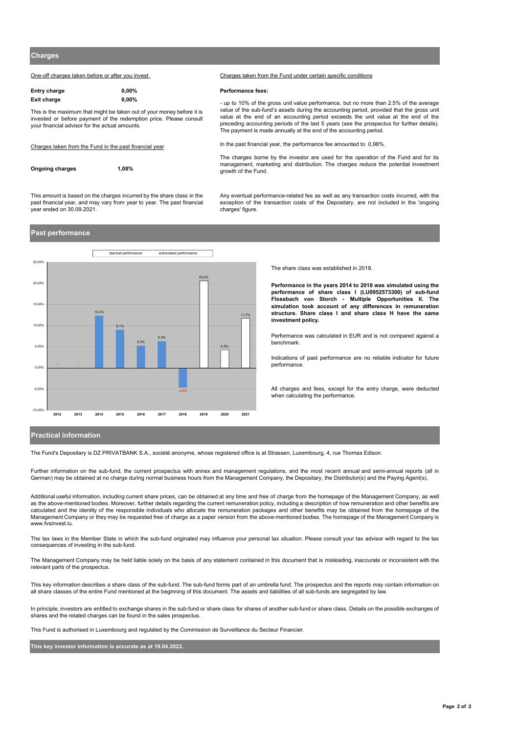## Charges

One-off charges taken before or after you invest

| | |
|---|---|
| **Entry charge** | **0,00%** |
| **Exit charge** | **0,00%** |

This is the maximum that might be taken out of your money before it is invested or before payment of the redemption price. Please consult your financial advisor for the actual amounts.

Charges taken from the Fund in the past financial year

| | |
|---|---|
| **Ongoing charges** | **1,08%** |

This amount is based on the charges incurred by the share class in the past financial year, and may vary from year to year. The past financial year ended on 30.09.2021.

Charges taken from the Fund under certain specific conditions

**Performance fees:**

- up to 10% of the gross unit value performance, but no more than 2.5% of the average value of the sub-fund's assets during the accounting period, provided that the gross unit value at the end of an accounting period exceeds the unit value at the end of the preceding accounting periods of the last 5 years (see the prospectus for further details). The payment is made annually at the end of the accounting period.

In the past financial year, the performance fee amounted to 0,98%.

The charges borne by the investor are used for the operation of the Fund and for its management, marketing and distribution. The charges reduce the potential investment growth of the Fund.

Any eventual performance-related fee as well as any transaction costs incurred, with the exception of the transaction costs of the Depositary, are not included in the 'ongoing charges' figure.

## Past performance

actual performance
simulated performance

25,00%
20,00%
15,00%
10,00%
5,00%
0,00%
-5,00%
-10,00%

2012 -
2013 -
2014 12,4%
2015 9,1%
2016 5,3%
2017 6,3%
2018 -4,6%
2019 20,6%
2020 4,3%
2021 11,7%

The share class was established in 2018.

**Performance in the years 2014 to 2018 was simulated using the performance of share class I (LU0952573300) of sub-fund Flossbach von Storch - Multiple Opportunities II. The simulation took account of any differences in remuneration structure. Share class I and share class H have the same investment policy.**

Performance was calculated in EUR and is not compared against a benchmark.

Indications of past performance are no reliable indicator for future performance.

All charges and fees, except for the entry charge, were deducted when calculating the performance.

## Practical information

The Fund's Depositary is DZ PRIVATBANK S.A., société anonyme, whose registered office is at Strassen, Luxembourg, 4, rue Thomas Edison.

Further information on the sub-fund, the current prospectus with annex and management regulations, and the most recent annual and semi-annual reports (all in German) may be obtained at no charge during normal business hours from the Management Company, the Depositary, the Distributor(s) and the Paying Agent(s).

Additional useful information, including current share prices, can be obtained at any time and free of charge from the homepage of the Management Company, as well as the above-mentioned bodies. Moreover, further details regarding the current remuneration policy, including a description of how remuneration and other benefits are calculated and the identity of the responsible individuals who allocate the remuneration packages and other benefits may be obtained from the homepage of the Management Company or they may be requested free of charge as a paper version from the above-mentioned bodies. The homepage of the Management Company is www.fvsinvest.lu.

The tax laws in the Member State in which the sub-fund originated may influence your personal tax situation. Please consult your tax advisor with regard to the tax consequences of investing in the sub-fund.

The Management Company may be held liable solely on the basis of any statement contained in this document that is misleading, inaccurate or inconsistent with the relevant parts of the prospectus.

This key information describes a share class of the sub-fund. The sub-fund forms part of an umbrella fund. The prospectus and the reports may contain information on all share classes of the entire Fund mentioned at the beginning of this document. The assets and liabilities of all sub-funds are segregated by law.

In principle, investors are entitled to exchange shares in the sub-fund or share class for shares of another sub-fund or share class. Details on the possible exchanges of shares and the related charges can be found in the sales prospectus.

This Fund is authorised in Luxembourg and regulated by the Commission de Surveillance du Secteur Financier.

**This key investor information is accurate as at 19.04.2022.**